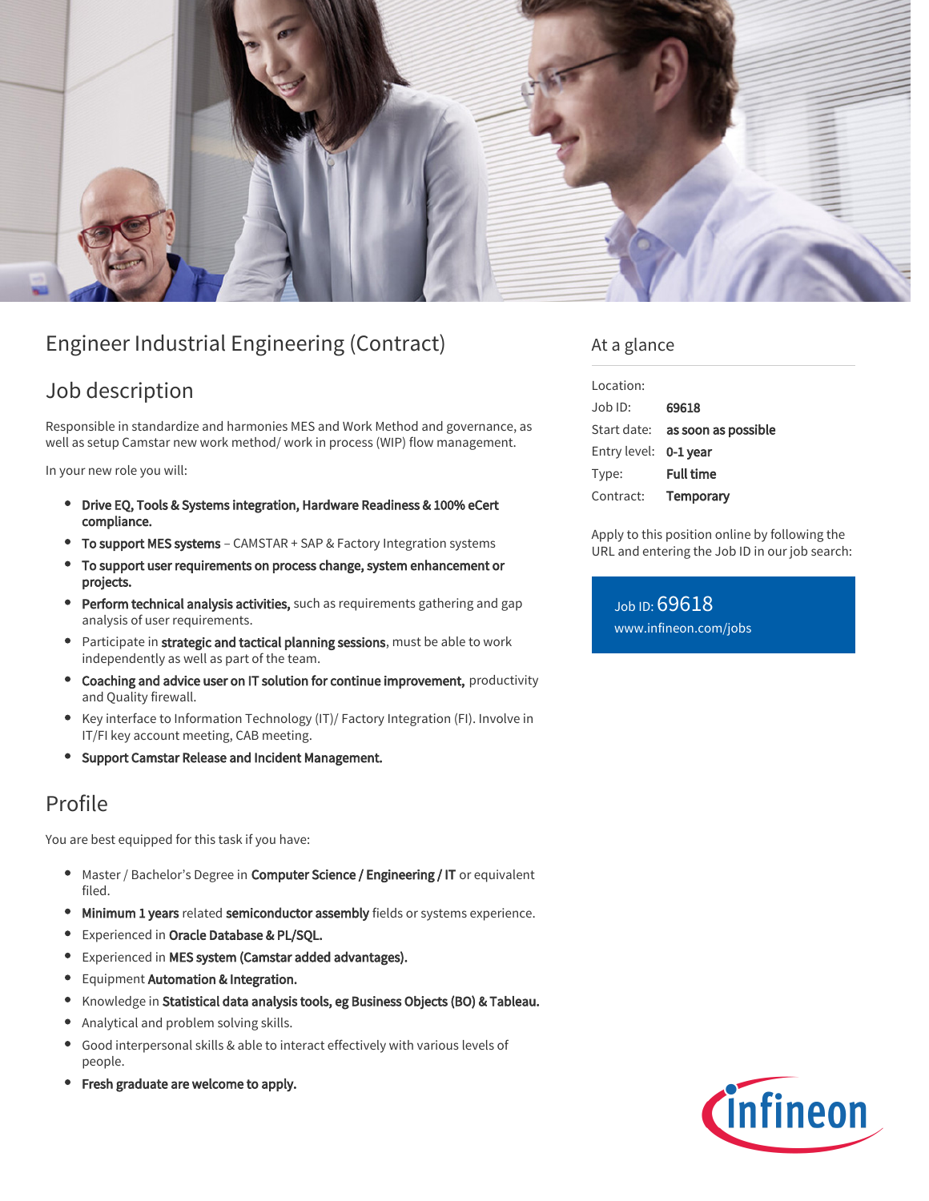# Engineer Industrial Engineering (Contract)

## Job description

Responsible in standardize and harmonies MES and Work Method and governance, as well as setup Camstar new work method/ work in process (WIP) flow management.

In your new role you will:

- **Drive EQ, Tools & Systems integration, Hardware Readiness & 100% eCert compliance.**
- **To support MES systems** – CAMSTAR + SAP & Factory Integration systems
- **To support user requirements on process change, system enhancement or projects.**
- **Perform technical analysis activities,** such as requirements gathering and gap analysis of user requirements.
- Participate in **strategic and tactical planning sessions**, must be able to work independently as well as part of the team.
- **Coaching and advice user on IT solution for continue improvement,** productivity and Quality firewall.
- Key interface to Information Technology (IT)/ Factory Integration (FI). Involve in IT/FI key account meeting, CAB meeting.
- **Support Camstar Release and Incident Management.**

## Profile

You are best equipped for this task if you have:

- Master / Bachelor's Degree in **Computer Science / Engineering / IT** or equivalent filed.
- **Minimum 1 years** related **semiconductor assembly** fields or systems experience.
- Experienced in **Oracle Database & PL/SQL.**
- Experienced in **MES system (Camstar added advantages).**
- Equipment **Automation & Integration.**
- Knowledge in **Statistical data analysis tools, eg Business Objects (BO) & Tableau.**
- Analytical and problem solving skills.
- Good interpersonal skills & able to interact effectively with various levels of people.
- **Fresh graduate are welcome to apply.**

## At a glance

| | |
|---|---|
| Location: | |
| Job ID: | **69618** |
| Start date: | **as soon as possible** |
| Entry level: | **0-1 year** |
| Type: | **Full time** |
| Contract: | **Temporary** |

Apply to this position online by following the URL and entering the Job ID in our job search:

Job ID: 69618
www.infineon.com/jobs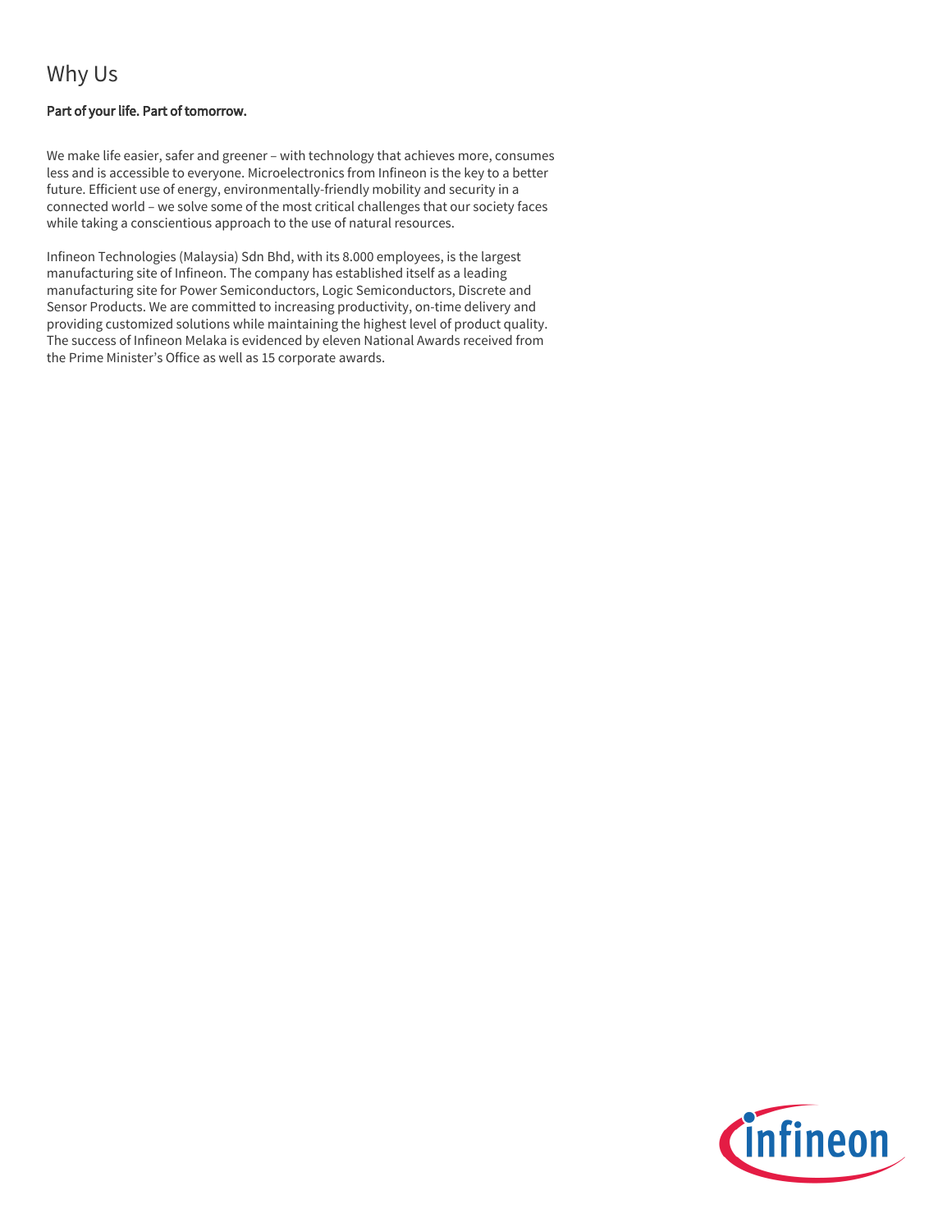# Why Us

**Part of your life. Part of tomorrow.**

We make life easier, safer and greener – with technology that achieves more, consumes less and is accessible to everyone. Microelectronics from Infineon is the key to a better future. Efficient use of energy, environmentally-friendly mobility and security in a connected world – we solve some of the most critical challenges that our society faces while taking a conscientious approach to the use of natural resources.

Infineon Technologies (Malaysia) Sdn Bhd, with its 8.000 employees, is the largest manufacturing site of Infineon. The company has established itself as a leading manufacturing site for Power Semiconductors, Logic Semiconductors, Discrete and Sensor Products. We are committed to increasing productivity, on-time delivery and providing customized solutions while maintaining the highest level of product quality. The success of Infineon Melaka is evidenced by eleven National Awards received from the Prime Minister's Office as well as 15 corporate awards.